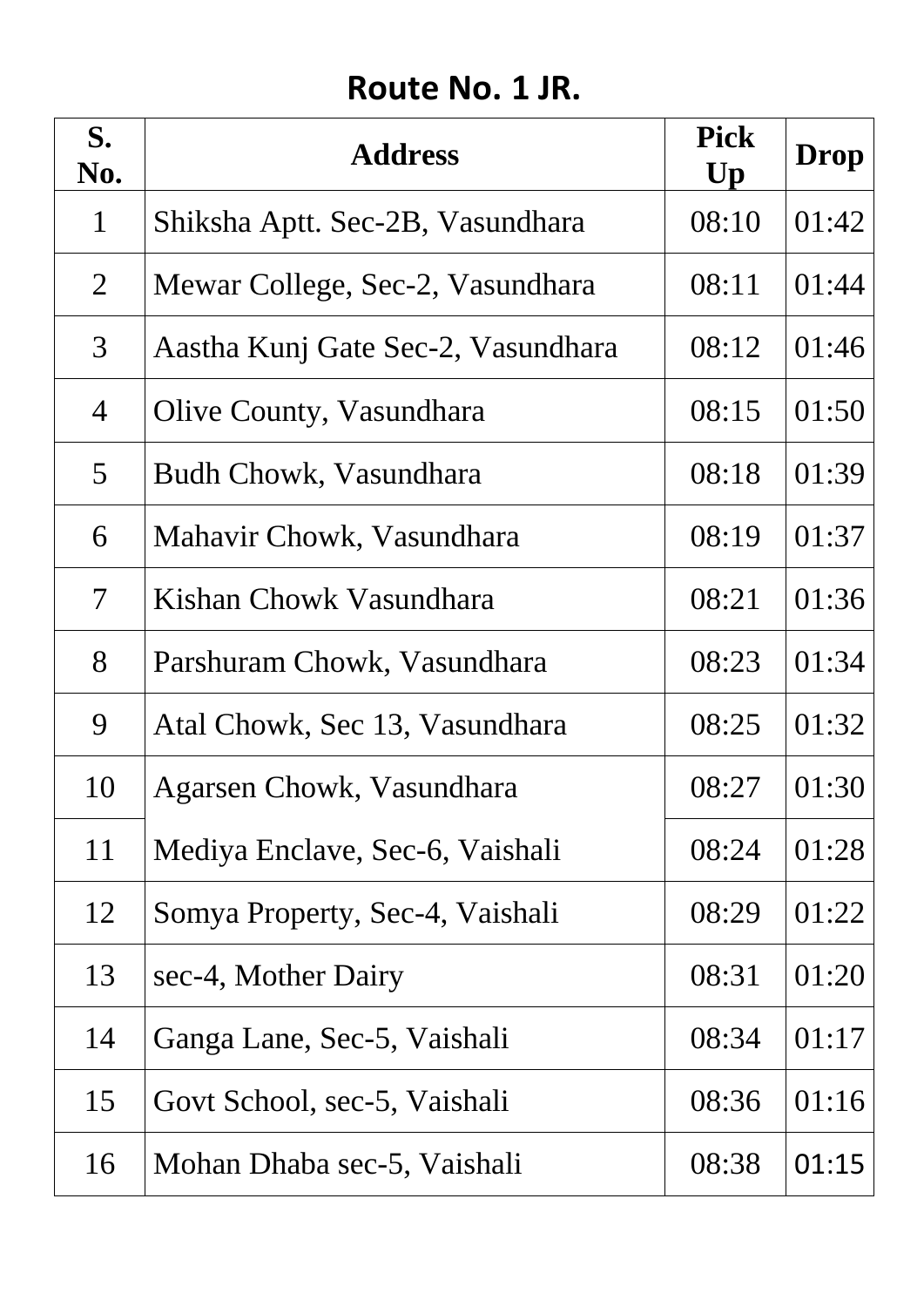## Route No. 1 JR.

| S. No. | Address | Pick Up | Drop |
|---|---|---|---|
| 1 | Shiksha Aptt. Sec-2B, Vasundhara | 08:10 | 01:42 |
| 2 | Mewar College, Sec-2, Vasundhara | 08:11 | 01:44 |
| 3 | Aastha Kunj Gate Sec-2, Vasundhara | 08:12 | 01:46 |
| 4 | Olive County, Vasundhara | 08:15 | 01:50 |
| 5 | Budh Chowk, Vasundhara | 08:18 | 01:39 |
| 6 | Mahavir Chowk, Vasundhara | 08:19 | 01:37 |
| 7 | Kishan Chowk Vasundhara | 08:21 | 01:36 |
| 8 | Parshuram Chowk, Vasundhara | 08:23 | 01:34 |
| 9 | Atal Chowk, Sec 13, Vasundhara | 08:25 | 01:32 |
| 10 | Agarsen Chowk, Vasundhara | 08:27 | 01:30 |
| 11 | Mediya Enclave, Sec-6, Vaishali | 08:24 | 01:28 |
| 12 | Somya Property, Sec-4, Vaishali | 08:29 | 01:22 |
| 13 | sec-4, Mother Dairy | 08:31 | 01:20 |
| 14 | Ganga Lane, Sec-5, Vaishali | 08:34 | 01:17 |
| 15 | Govt School, sec-5, Vaishali | 08:36 | 01:16 |
| 16 | Mohan Dhaba sec-5, Vaishali | 08:38 | 01:15 |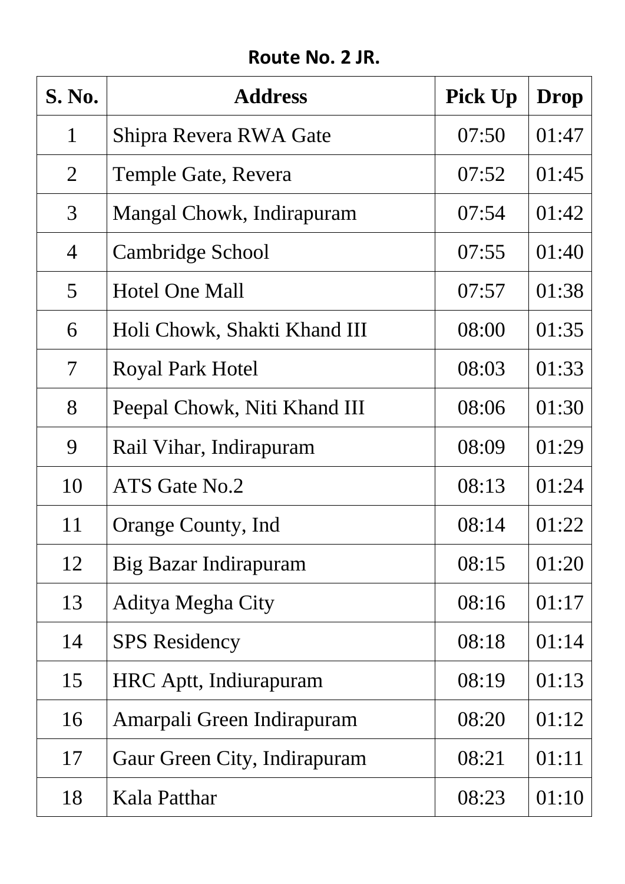**Route No. 2 JR.**

| S. No. | Address | Pick Up | Drop |
|---|---|---|---|
| 1 | Shipra Revera RWA Gate | 07:50 | 01:47 |
| 2 | Temple Gate, Revera | 07:52 | 01:45 |
| 3 | Mangal Chowk, Indirapuram | 07:54 | 01:42 |
| 4 | Cambridge School | 07:55 | 01:40 |
| 5 | Hotel One Mall | 07:57 | 01:38 |
| 6 | Holi Chowk, Shakti Khand III | 08:00 | 01:35 |
| 7 | Royal Park Hotel | 08:03 | 01:33 |
| 8 | Peepal Chowk, Niti Khand III | 08:06 | 01:30 |
| 9 | Rail Vihar, Indirapuram | 08:09 | 01:29 |
| 10 | ATS Gate No.2 | 08:13 | 01:24 |
| 11 | Orange County, Ind | 08:14 | 01:22 |
| 12 | Big Bazar Indirapuram | 08:15 | 01:20 |
| 13 | Aditya Megha City | 08:16 | 01:17 |
| 14 | SPS Residency | 08:18 | 01:14 |
| 15 | HRC Aptt, Indiurapuram | 08:19 | 01:13 |
| 16 | Amarpali Green Indirapuram | 08:20 | 01:12 |
| 17 | Gaur Green City, Indirapuram | 08:21 | 01:11 |
| 18 | Kala Patthar | 08:23 | 01:10 |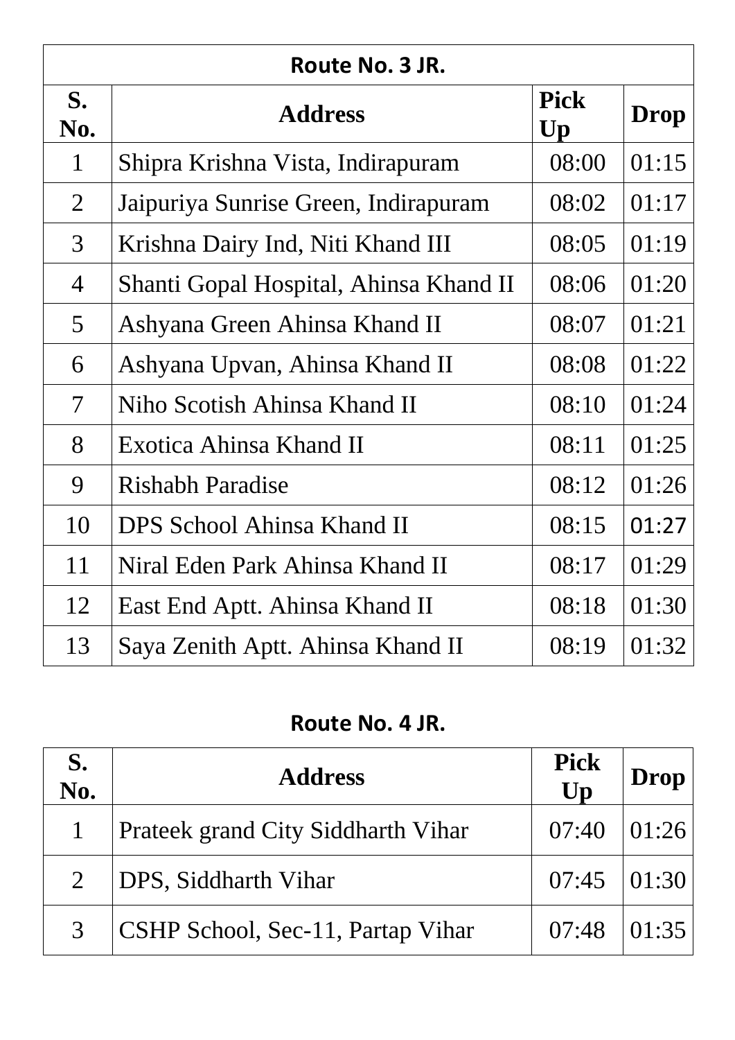| Route No. 3 JR. | | | |
|---|---|---|---|
| **S. No.** | **Address** | **Pick Up** | **Drop** |
| 1 | Shipra Krishna Vista, Indirapuram | 08:00 | 01:15 |
| 2 | Jaipuriya Sunrise Green, Indirapuram | 08:02 | 01:17 |
| 3 | Krishna Dairy Ind, Niti Khand III | 08:05 | 01:19 |
| 4 | Shanti Gopal Hospital, Ahinsa Khand II | 08:06 | 01:20 |
| 5 | Ashyana Green Ahinsa Khand II | 08:07 | 01:21 |
| 6 | Ashyana Upvan, Ahinsa Khand II | 08:08 | 01:22 |
| 7 | Niho Scotish Ahinsa Khand II | 08:10 | 01:24 |
| 8 | Exotica Ahinsa Khand II | 08:11 | 01:25 |
| 9 | Rishabh Paradise | 08:12 | 01:26 |
| 10 | DPS School Ahinsa Khand II | 08:15 | 01:27 |
| 11 | Niral Eden Park Ahinsa Khand II | 08:17 | 01:29 |
| 12 | East End Aptt. Ahinsa Khand II | 08:18 | 01:30 |
| 13 | Saya Zenith Aptt. Ahinsa Khand II | 08:19 | 01:32 |

**Route No. 4 JR.**

| S. No. | Address | Pick Up | Drop |
|---|---|---|---|
| 1 | Prateek grand City Siddharth Vihar | 07:40 | 01:26 |
| 2 | DPS, Siddharth Vihar | 07:45 | 01:30 |
| 3 | CSHP School, Sec-11, Partap Vihar | 07:48 | 01:35 |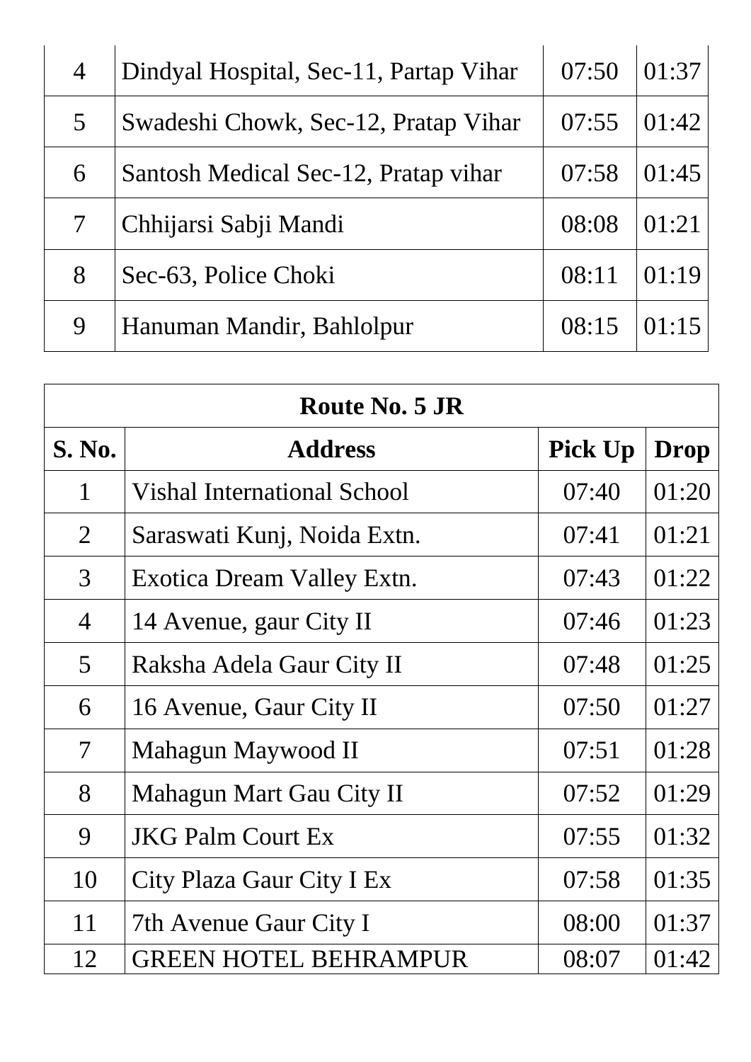| | | | |
|---|---|---|---|
| 4 | Dindyal Hospital, Sec-11, Partap Vihar | 07:50 | 01:37 |
| 5 | Swadeshi Chowk, Sec-12, Pratap Vihar | 07:55 | 01:42 |
| 6 | Santosh Medical Sec-12, Pratap vihar | 07:58 | 01:45 |
| 7 | Chhijarsi Sabji Mandi | 08:08 | 01:21 |
| 8 | Sec-63, Police Choki | 08:11 | 01:19 |
| 9 | Hanuman Mandir, Bahlolpur | 08:15 | 01:15 |

| **Route No. 5 JR** | | | |
|---|---|---|---|
| **S. No.** | **Address** | **Pick Up** | **Drop** |
| 1 | Vishal International School | 07:40 | 01:20 |
| 2 | Saraswati Kunj, Noida Extn. | 07:41 | 01:21 |
| 3 | Exotica Dream Valley Extn. | 07:43 | 01:22 |
| 4 | 14 Avenue, gaur City II | 07:46 | 01:23 |
| 5 | Raksha Adela Gaur City II | 07:48 | 01:25 |
| 6 | 16 Avenue, Gaur City II | 07:50 | 01:27 |
| 7 | Mahagun Maywood II | 07:51 | 01:28 |
| 8 | Mahagun Mart Gau City II | 07:52 | 01:29 |
| 9 | JKG Palm Court Ex | 07:55 | 01:32 |
| 10 | City Plaza Gaur City I Ex | 07:58 | 01:35 |
| 11 | 7th Avenue Gaur City I | 08:00 | 01:37 |
| 12 | GREEN HOTEL BEHRAMPUR | 08:07 | 01:42 |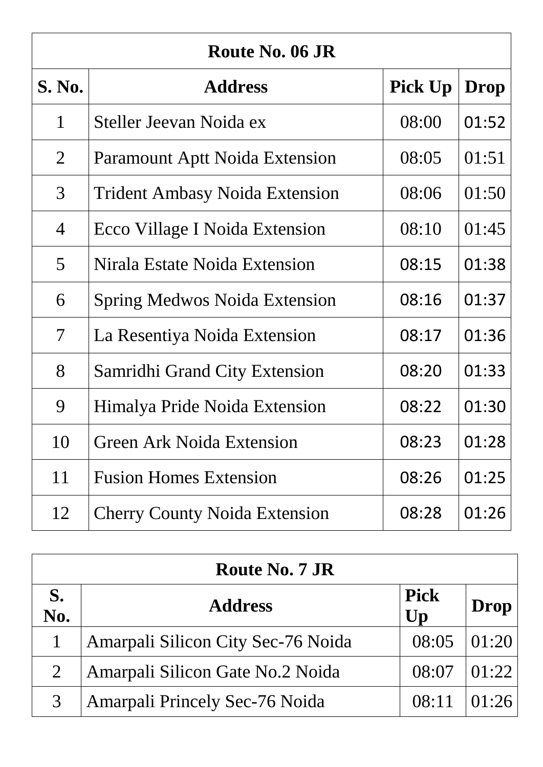| Route No. 06 JR | | | |
|---|---|---|---|
| **S. No.** | **Address** | **Pick Up** | **Drop** |
| 1 | Steller Jeevan Noida ex | 08:00 | 01:52 |
| 2 | Paramount Aptt Noida Extension | 08:05 | 01:51 |
| 3 | Trident Ambasy Noida Extension | 08:06 | 01:50 |
| 4 | Ecco Village I Noida Extension | 08:10 | 01:45 |
| 5 | Nirala Estate Noida Extension | 08:15 | 01:38 |
| 6 | Spring Medwos Noida Extension | 08:16 | 01:37 |
| 7 | La Resentiya Noida Extension | 08:17 | 01:36 |
| 8 | Samridhi Grand City Extension | 08:20 | 01:33 |
| 9 | Himalya Pride Noida Extension | 08:22 | 01:30 |
| 10 | Green Ark Noida Extension | 08:23 | 01:28 |
| 11 | Fusion Homes Extension | 08:26 | 01:25 |
| 12 | Cherry County Noida Extension | 08:28 | 01:26 |

| Route No. 7 JR | | | |
|---|---|---|---|
| **S. No.** | **Address** | **Pick Up** | **Drop** |
| 1 | Amarpali Silicon City Sec-76 Noida | 08:05 | 01:20 |
| 2 | Amarpali Silicon Gate No.2 Noida | 08:07 | 01:22 |
| 3 | Amarpali Princely Sec-76 Noida | 08:11 | 01:26 |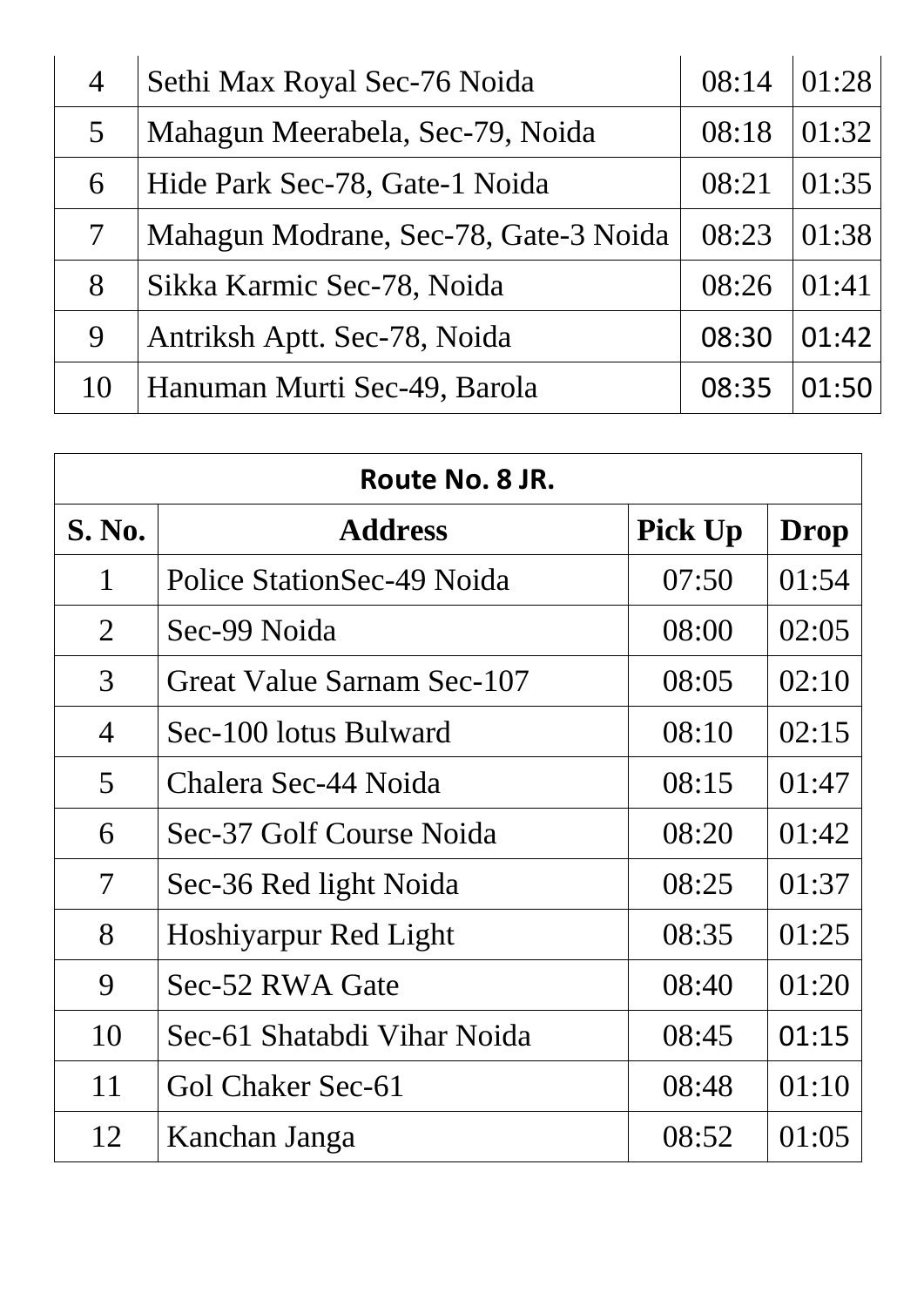| 4 | Sethi Max Royal Sec-76 Noida | 08:14 | 01:28 |
|---|---|---|---|
| 5 | Mahagun Meerabela, Sec-79, Noida | 08:18 | 01:32 |
| 6 | Hide Park Sec-78, Gate-1 Noida | 08:21 | 01:35 |
| 7 | Mahagun Modrane, Sec-78, Gate-3 Noida | 08:23 | 01:38 |
| 8 | Sikka Karmic Sec-78, Noida | 08:26 | 01:41 |
| 9 | Antriksh Aptt. Sec-78, Noida | 08:30 | 01:42 |
| 10 | Hanuman Murti Sec-49, Barola | 08:35 | 01:50 |

| Route No. 8 JR. | | | |
|---|---|---|---|
| **S. No.** | **Address** | **Pick Up** | **Drop** |
| 1 | Police StationSec-49 Noida | 07:50 | 01:54 |
| 2 | Sec-99 Noida | 08:00 | 02:05 |
| 3 | Great Value Sarnam Sec-107 | 08:05 | 02:10 |
| 4 | Sec-100 lotus Bulward | 08:10 | 02:15 |
| 5 | Chalera Sec-44 Noida | 08:15 | 01:47 |
| 6 | Sec-37 Golf Course Noida | 08:20 | 01:42 |
| 7 | Sec-36 Red light Noida | 08:25 | 01:37 |
| 8 | Hoshiyarpur Red Light | 08:35 | 01:25 |
| 9 | Sec-52 RWA Gate | 08:40 | 01:20 |
| 10 | Sec-61 Shatabdi Vihar Noida | 08:45 | 01:15 |
| 11 | Gol Chaker Sec-61 | 08:48 | 01:10 |
| 12 | Kanchan Janga | 08:52 | 01:05 |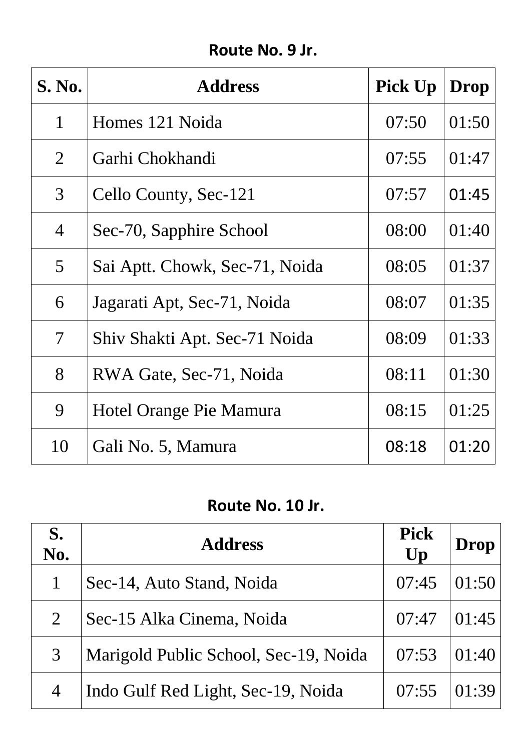## Route No. 9 Jr.

| S. No. | Address | Pick Up | Drop |
|---|---|---|---|
| 1 | Homes 121 Noida | 07:50 | 01:50 |
| 2 | Garhi Chokhandi | 07:55 | 01:47 |
| 3 | Cello County, Sec-121 | 07:57 | 01:45 |
| 4 | Sec-70, Sapphire School | 08:00 | 01:40 |
| 5 | Sai Aptt. Chowk, Sec-71, Noida | 08:05 | 01:37 |
| 6 | Jagarati Apt, Sec-71, Noida | 08:07 | 01:35 |
| 7 | Shiv Shakti Apt. Sec-71 Noida | 08:09 | 01:33 |
| 8 | RWA Gate, Sec-71, Noida | 08:11 | 01:30 |
| 9 | Hotel Orange Pie Mamura | 08:15 | 01:25 |
| 10 | Gali No. 5, Mamura | 08:18 | 01:20 |

## Route No. 10 Jr.

| S. No. | Address | Pick Up | Drop |
|---|---|---|---|
| 1 | Sec-14, Auto Stand, Noida | 07:45 | 01:50 |
| 2 | Sec-15 Alka Cinema, Noida | 07:47 | 01:45 |
| 3 | Marigold Public School, Sec-19, Noida | 07:53 | 01:40 |
| 4 | Indo Gulf Red Light, Sec-19, Noida | 07:55 | 01:39 |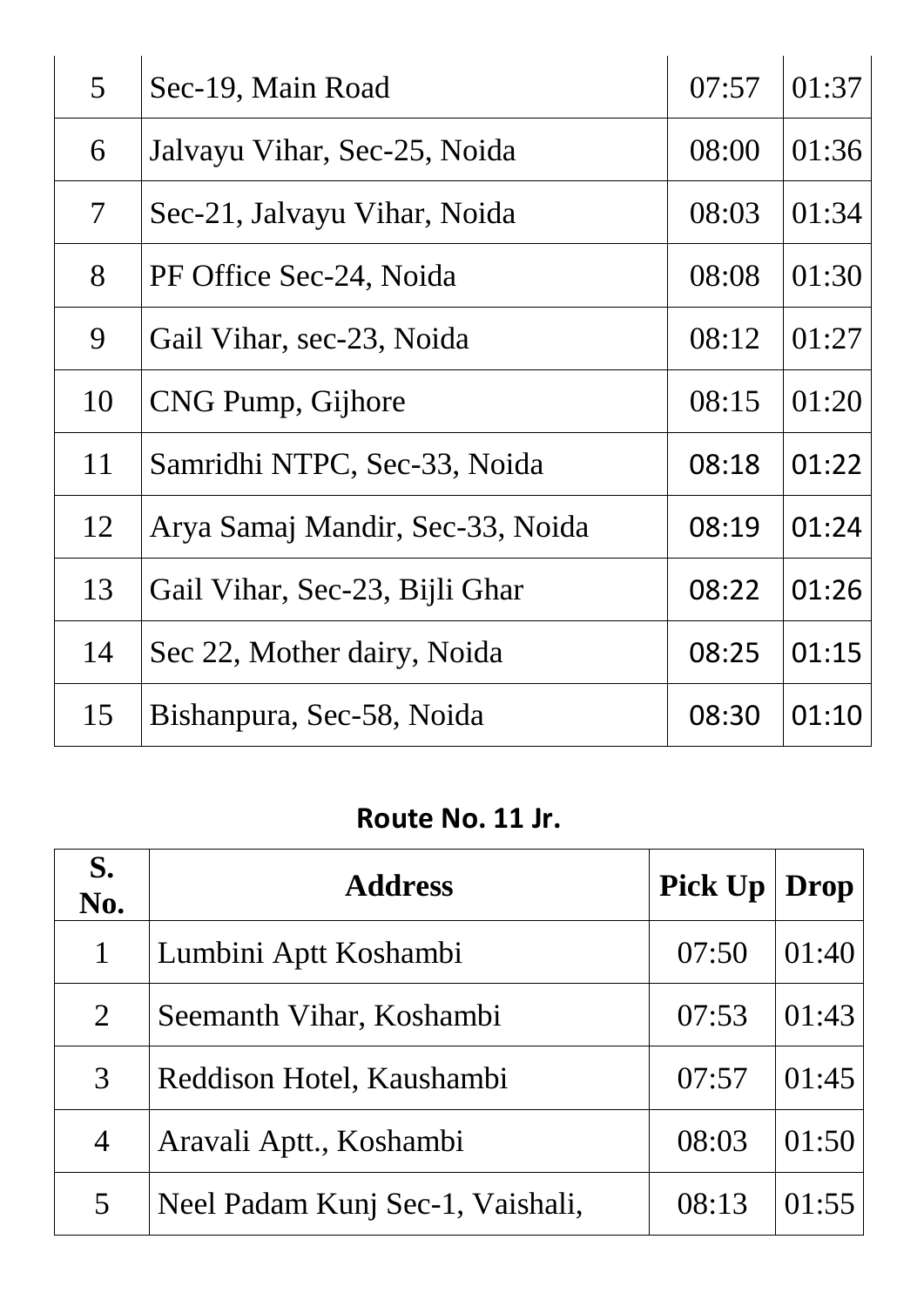| | | | |
|---|---|---|---|
| 5 | Sec-19, Main Road | 07:57 | 01:37 |
| 6 | Jalvayu Vihar, Sec-25, Noida | 08:00 | 01:36 |
| 7 | Sec-21, Jalvayu Vihar, Noida | 08:03 | 01:34 |
| 8 | PF Office Sec-24, Noida | 08:08 | 01:30 |
| 9 | Gail Vihar, sec-23, Noida | 08:12 | 01:27 |
| 10 | CNG Pump, Gijhore | 08:15 | 01:20 |
| 11 | Samridhi NTPC, Sec-33, Noida | 08:18 | 01:22 |
| 12 | Arya Samaj Mandir, Sec-33, Noida | 08:19 | 01:24 |
| 13 | Gail Vihar, Sec-23, Bijli Ghar | 08:22 | 01:26 |
| 14 | Sec 22, Mother dairy, Noida | 08:25 | 01:15 |
| 15 | Bishanpura, Sec-58, Noida | 08:30 | 01:10 |

**Route No. 11 Jr.**

| S. No. | Address | Pick Up | Drop |
|---|---|---|---|
| 1 | Lumbini Aptt Koshambi | 07:50 | 01:40 |
| 2 | Seemanth Vihar, Koshambi | 07:53 | 01:43 |
| 3 | Reddison Hotel, Kaushambi | 07:57 | 01:45 |
| 4 | Aravali Aptt., Koshambi | 08:03 | 01:50 |
| 5 | Neel Padam Kunj Sec-1, Vaishali, | 08:13 | 01:55 |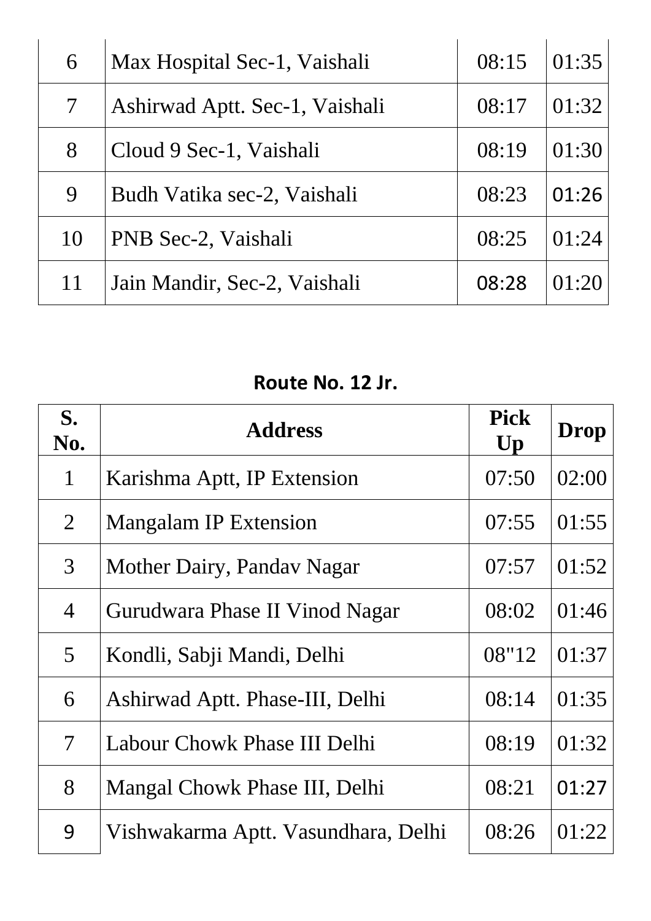| 6 | Max Hospital Sec-1, Vaishali | 08:15 | 01:35 |
|---|---|---|---|
| 7 | Ashirwad Aptt. Sec-1, Vaishali | 08:17 | 01:32 |
| 8 | Cloud 9 Sec-1, Vaishali | 08:19 | 01:30 |
| 9 | Budh Vatika sec-2, Vaishali | 08:23 | 01:26 |
| 10 | PNB Sec-2, Vaishali | 08:25 | 01:24 |
| 11 | Jain Mandir, Sec-2, Vaishali | 08:28 | 01:20 |

**Route No. 12 Jr.**

| S. No. | Address | Pick Up | Drop |
|---|---|---|---|
| 1 | Karishma Aptt, IP Extension | 07:50 | 02:00 |
| 2 | Mangalam IP Extension | 07:55 | 01:55 |
| 3 | Mother Dairy, Pandav Nagar | 07:57 | 01:52 |
| 4 | Gurudwara Phase II Vinod Nagar | 08:02 | 01:46 |
| 5 | Kondli, Sabji Mandi, Delhi | 08"12 | 01:37 |
| 6 | Ashirwad Aptt. Phase-III, Delhi | 08:14 | 01:35 |
| 7 | Labour Chowk Phase III Delhi | 08:19 | 01:32 |
| 8 | Mangal Chowk Phase III, Delhi | 08:21 | 01:27 |
| 9 | Vishwakarma Aptt. Vasundhara, Delhi | 08:26 | 01:22 |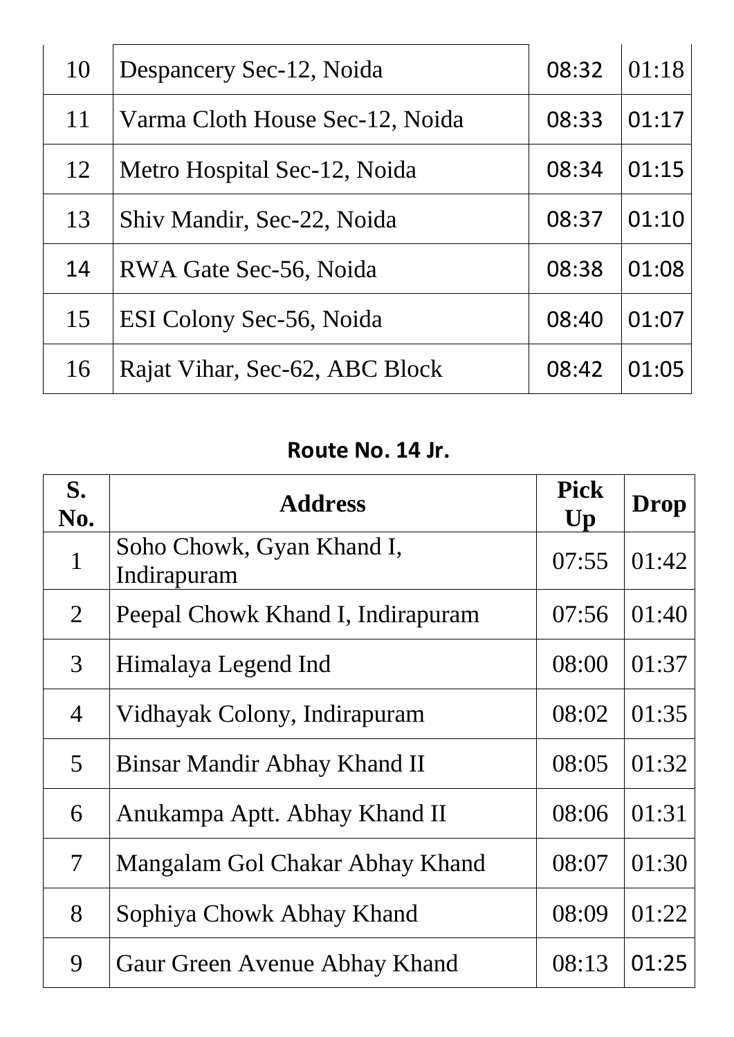| | | | |
|---|---|---|---|
| 10 | Despancery Sec-12, Noida | 08:32 | 01:18 |
| 11 | Varma Cloth House Sec-12, Noida | 08:33 | 01:17 |
| 12 | Metro Hospital Sec-12, Noida | 08:34 | 01:15 |
| 13 | Shiv Mandir, Sec-22, Noida | 08:37 | 01:10 |
| 14 | RWA Gate Sec-56, Noida | 08:38 | 01:08 |
| 15 | ESI Colony Sec-56, Noida | 08:40 | 01:07 |
| 16 | Rajat Vihar, Sec-62, ABC Block | 08:42 | 01:05 |

**Route No. 14 Jr.**

| S. No. | Address | Pick Up | Drop |
|---|---|---|---|
| 1 | Soho Chowk, Gyan Khand I, Indirapuram | 07:55 | 01:42 |
| 2 | Peepal Chowk Khand I, Indirapuram | 07:56 | 01:40 |
| 3 | Himalaya Legend Ind | 08:00 | 01:37 |
| 4 | Vidhayak Colony, Indirapuram | 08:02 | 01:35 |
| 5 | Binsar Mandir Abhay Khand II | 08:05 | 01:32 |
| 6 | Anukampa Aptt. Abhay Khand II | 08:06 | 01:31 |
| 7 | Mangalam Gol Chakar Abhay Khand | 08:07 | 01:30 |
| 8 | Sophiya Chowk Abhay Khand | 08:09 | 01:22 |
| 9 | Gaur Green Avenue Abhay Khand | 08:13 | 01:25 |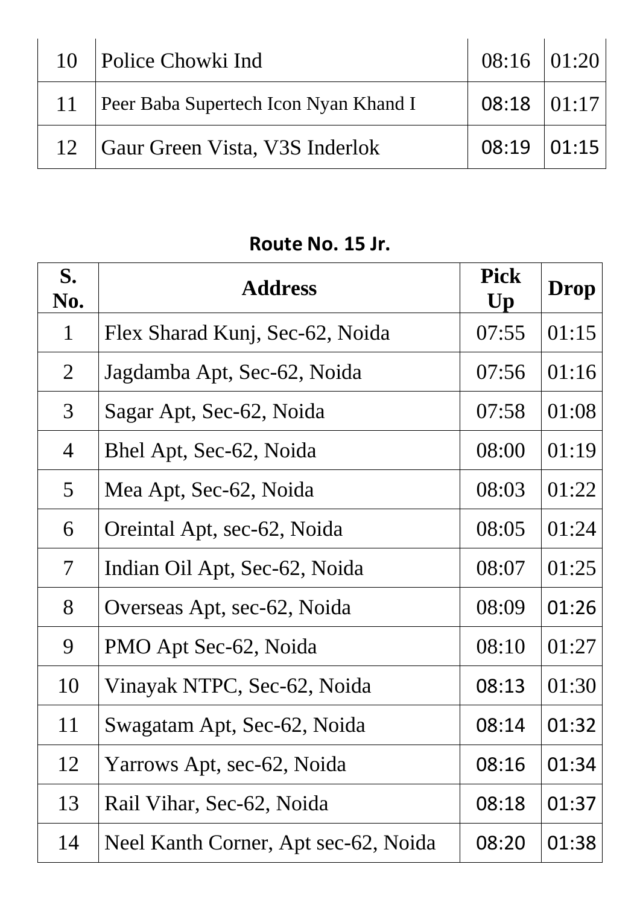| 10 | Police Chowki Ind | 08:16 | 01:20 |
|---|---|---|---|
| 11 | Peer Baba Supertech Icon Nyan Khand I | 08:18 | 01:17 |
| 12 | Gaur Green Vista, V3S Inderlok | 08:19 | 01:15 |

## Route No. 15 Jr.

| S. No. | Address | Pick Up | Drop |
|---|---|---|---|
| 1 | Flex Sharad Kunj, Sec-62, Noida | 07:55 | 01:15 |
| 2 | Jagdamba Apt, Sec-62, Noida | 07:56 | 01:16 |
| 3 | Sagar Apt, Sec-62, Noida | 07:58 | 01:08 |
| 4 | Bhel Apt, Sec-62, Noida | 08:00 | 01:19 |
| 5 | Mea Apt, Sec-62, Noida | 08:03 | 01:22 |
| 6 | Oreintal Apt, sec-62, Noida | 08:05 | 01:24 |
| 7 | Indian Oil Apt, Sec-62, Noida | 08:07 | 01:25 |
| 8 | Overseas Apt, sec-62, Noida | 08:09 | 01:26 |
| 9 | PMO Apt Sec-62, Noida | 08:10 | 01:27 |
| 10 | Vinayak NTPC, Sec-62, Noida | 08:13 | 01:30 |
| 11 | Swagatam Apt, Sec-62, Noida | 08:14 | 01:32 |
| 12 | Yarrows Apt, sec-62, Noida | 08:16 | 01:34 |
| 13 | Rail Vihar, Sec-62, Noida | 08:18 | 01:37 |
| 14 | Neel Kanth Corner, Apt sec-62, Noida | 08:20 | 01:38 |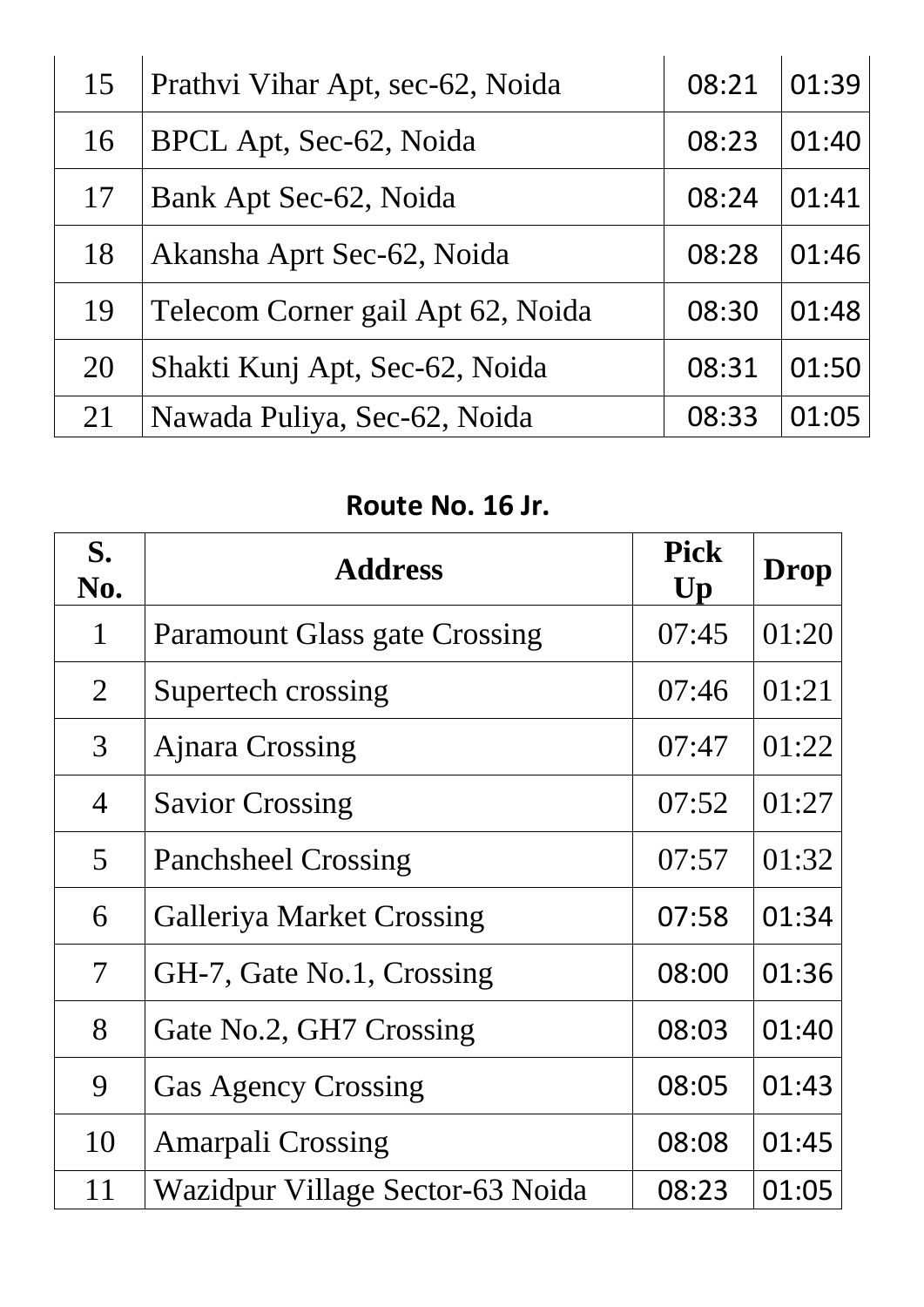| | | | |
|---|---|---|---|
| 15 | Prathvi Vihar Apt, sec-62, Noida | 08:21 | 01:39 |
| 16 | BPCL Apt, Sec-62, Noida | 08:23 | 01:40 |
| 17 | Bank Apt Sec-62, Noida | 08:24 | 01:41 |
| 18 | Akansha Aprt Sec-62, Noida | 08:28 | 01:46 |
| 19 | Telecom Corner gail Apt 62, Noida | 08:30 | 01:48 |
| 20 | Shakti Kunj Apt, Sec-62, Noida | 08:31 | 01:50 |
| 21 | Nawada Puliya, Sec-62, Noida | 08:33 | 01:05 |

## Route No. 16 Jr.

| S. No. | Address | Pick Up | Drop |
|---|---|---|---|
| 1 | Paramount Glass gate Crossing | 07:45 | 01:20 |
| 2 | Supertech crossing | 07:46 | 01:21 |
| 3 | Ajnara Crossing | 07:47 | 01:22 |
| 4 | Savior Crossing | 07:52 | 01:27 |
| 5 | Panchsheel Crossing | 07:57 | 01:32 |
| 6 | Galleriya Market Crossing | 07:58 | 01:34 |
| 7 | GH-7, Gate No.1, Crossing | 08:00 | 01:36 |
| 8 | Gate No.2, GH7 Crossing | 08:03 | 01:40 |
| 9 | Gas Agency Crossing | 08:05 | 01:43 |
| 10 | Amarpali Crossing | 08:08 | 01:45 |
| 11 | Wazidpur Village Sector-63 Noida | 08:23 | 01:05 |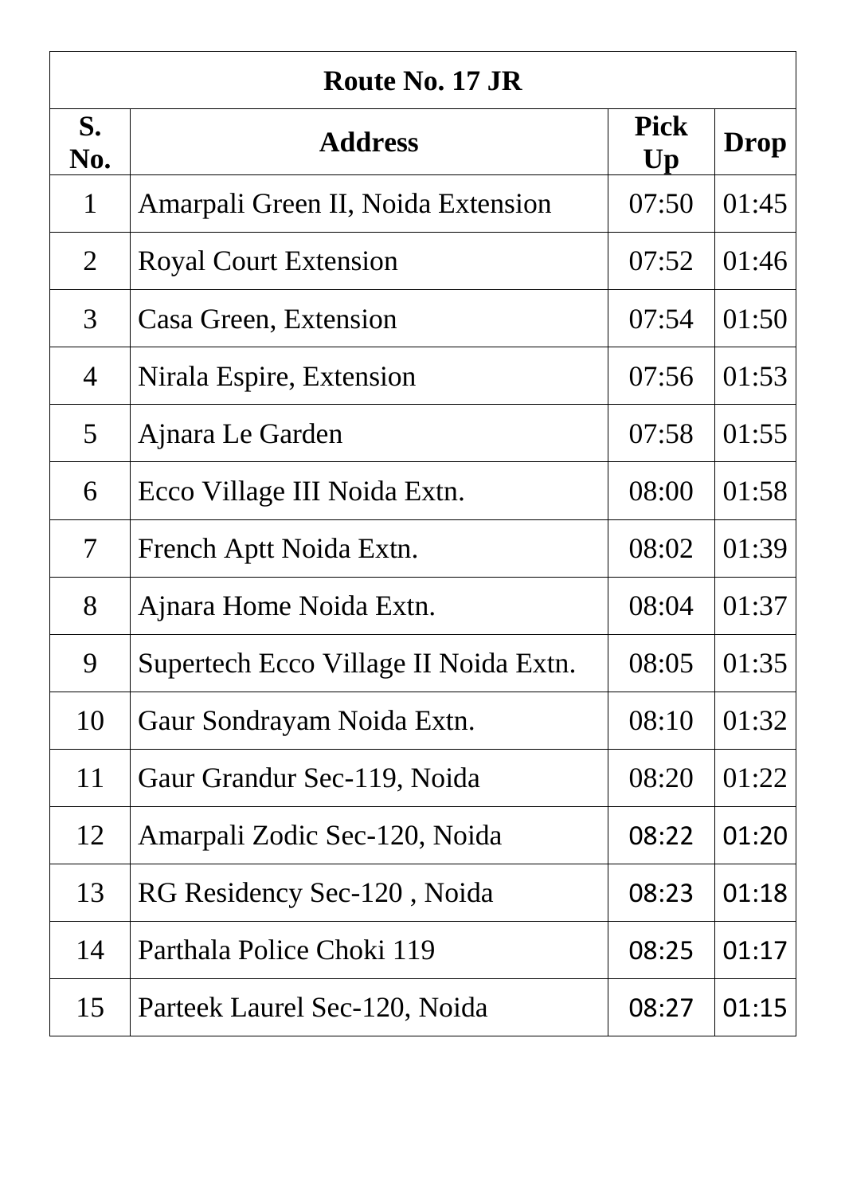| Route No. 17 JR | | | |
|---|---|---|---|
| **S. No.** | **Address** | **Pick Up** | **Drop** |
| 1 | Amarpali Green II, Noida Extension | 07:50 | 01:45 |
| 2 | Royal Court Extension | 07:52 | 01:46 |
| 3 | Casa Green, Extension | 07:54 | 01:50 |
| 4 | Nirala Espire, Extension | 07:56 | 01:53 |
| 5 | Ajnara Le Garden | 07:58 | 01:55 |
| 6 | Ecco Village III Noida Extn. | 08:00 | 01:58 |
| 7 | French Aptt Noida Extn. | 08:02 | 01:39 |
| 8 | Ajnara Home Noida Extn. | 08:04 | 01:37 |
| 9 | Supertech Ecco Village II Noida Extn. | 08:05 | 01:35 |
| 10 | Gaur Sondrayam Noida Extn. | 08:10 | 01:32 |
| 11 | Gaur Grandur Sec-119, Noida | 08:20 | 01:22 |
| 12 | Amarpali Zodic Sec-120, Noida | 08:22 | 01:20 |
| 13 | RG Residency Sec-120 , Noida | 08:23 | 01:18 |
| 14 | Parthala Police Choki 119 | 08:25 | 01:17 |
| 15 | Parteek Laurel Sec-120, Noida | 08:27 | 01:15 |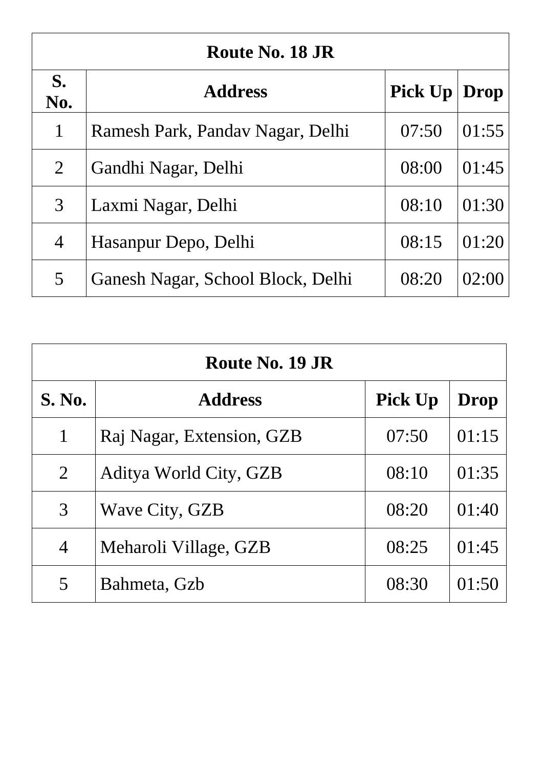| Route No. 18 JR | | | |
|---|---|---|---|
| **S. No.** | **Address** | **Pick Up** | **Drop** |
| 1 | Ramesh Park, Pandav Nagar, Delhi | 07:50 | 01:55 |
| 2 | Gandhi Nagar, Delhi | 08:00 | 01:45 |
| 3 | Laxmi Nagar, Delhi | 08:10 | 01:30 |
| 4 | Hasanpur Depo, Delhi | 08:15 | 01:20 |
| 5 | Ganesh Nagar, School Block, Delhi | 08:20 | 02:00 |

| Route No. 19 JR | | | |
|---|---|---|---|
| **S. No.** | **Address** | **Pick Up** | **Drop** |
| 1 | Raj Nagar, Extension, GZB | 07:50 | 01:15 |
| 2 | Aditya World City, GZB | 08:10 | 01:35 |
| 3 | Wave City, GZB | 08:20 | 01:40 |
| 4 | Meharoli Village, GZB | 08:25 | 01:45 |
| 5 | Bahmeta, Gzb | 08:30 | 01:50 |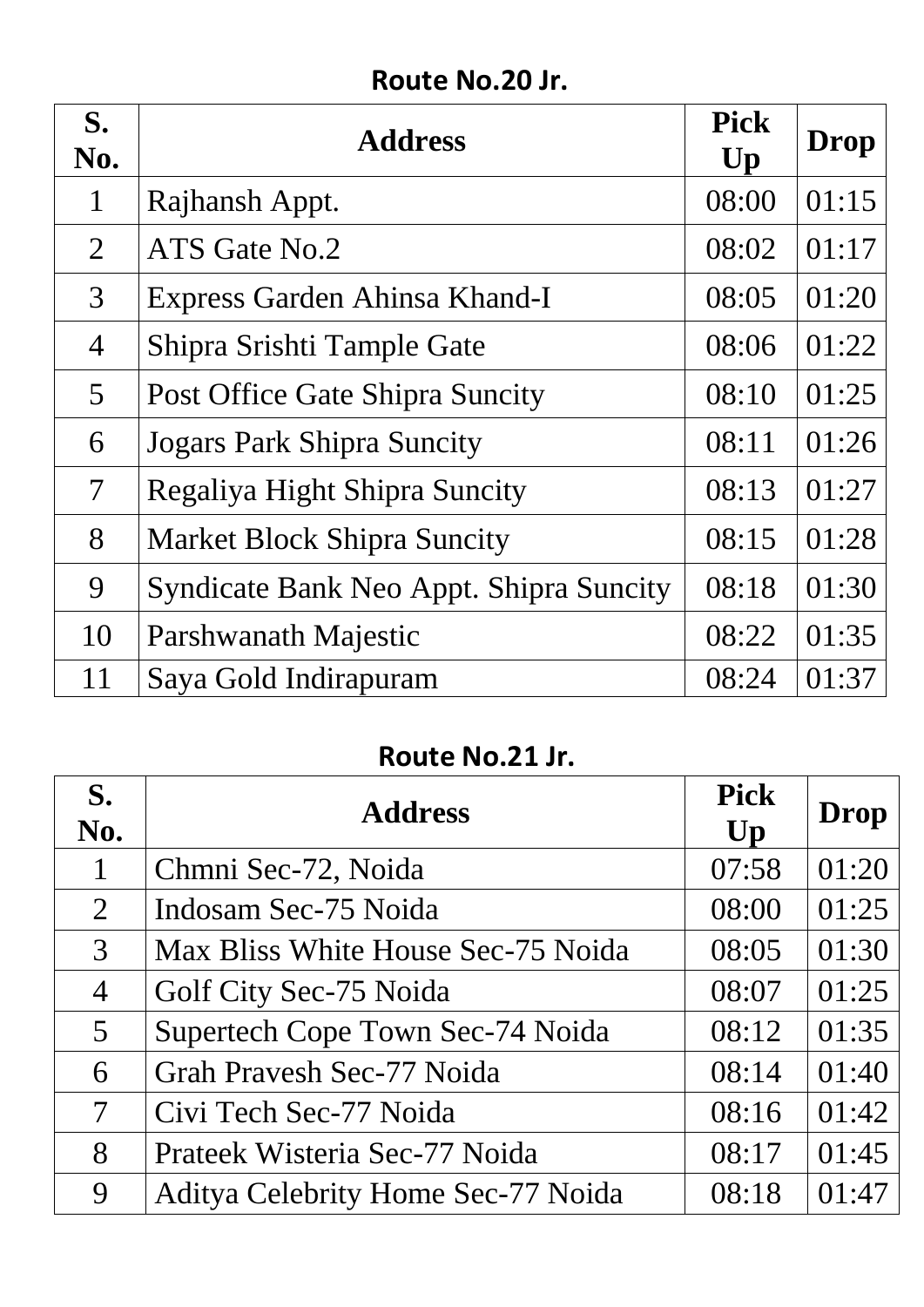## Route No.20 Jr.

| S. No. | Address | Pick Up | Drop |
|---|---|---|---|
| 1 | Rajhansh Appt. | 08:00 | 01:15 |
| 2 | ATS Gate No.2 | 08:02 | 01:17 |
| 3 | Express Garden Ahinsa Khand-I | 08:05 | 01:20 |
| 4 | Shipra Srishti Tample Gate | 08:06 | 01:22 |
| 5 | Post Office Gate Shipra Suncity | 08:10 | 01:25 |
| 6 | Jogars Park Shipra Suncity | 08:11 | 01:26 |
| 7 | Regaliya Hight Shipra Suncity | 08:13 | 01:27 |
| 8 | Market Block Shipra Suncity | 08:15 | 01:28 |
| 9 | Syndicate Bank Neo Appt. Shipra Suncity | 08:18 | 01:30 |
| 10 | Parshwanath Majestic | 08:22 | 01:35 |
| 11 | Saya Gold Indirapuram | 08:24 | 01:37 |

## Route No.21 Jr.

| S. No. | Address | Pick Up | Drop |
|---|---|---|---|
| 1 | Chmni Sec-72, Noida | 07:58 | 01:20 |
| 2 | Indosam Sec-75 Noida | 08:00 | 01:25 |
| 3 | Max Bliss White House Sec-75 Noida | 08:05 | 01:30 |
| 4 | Golf City Sec-75 Noida | 08:07 | 01:25 |
| 5 | Supertech Cope Town Sec-74 Noida | 08:12 | 01:35 |
| 6 | Grah Pravesh Sec-77 Noida | 08:14 | 01:40 |
| 7 | Civi Tech Sec-77 Noida | 08:16 | 01:42 |
| 8 | Prateek Wisteria Sec-77 Noida | 08:17 | 01:45 |
| 9 | Aditya Celebrity Home Sec-77 Noida | 08:18 | 01:47 |